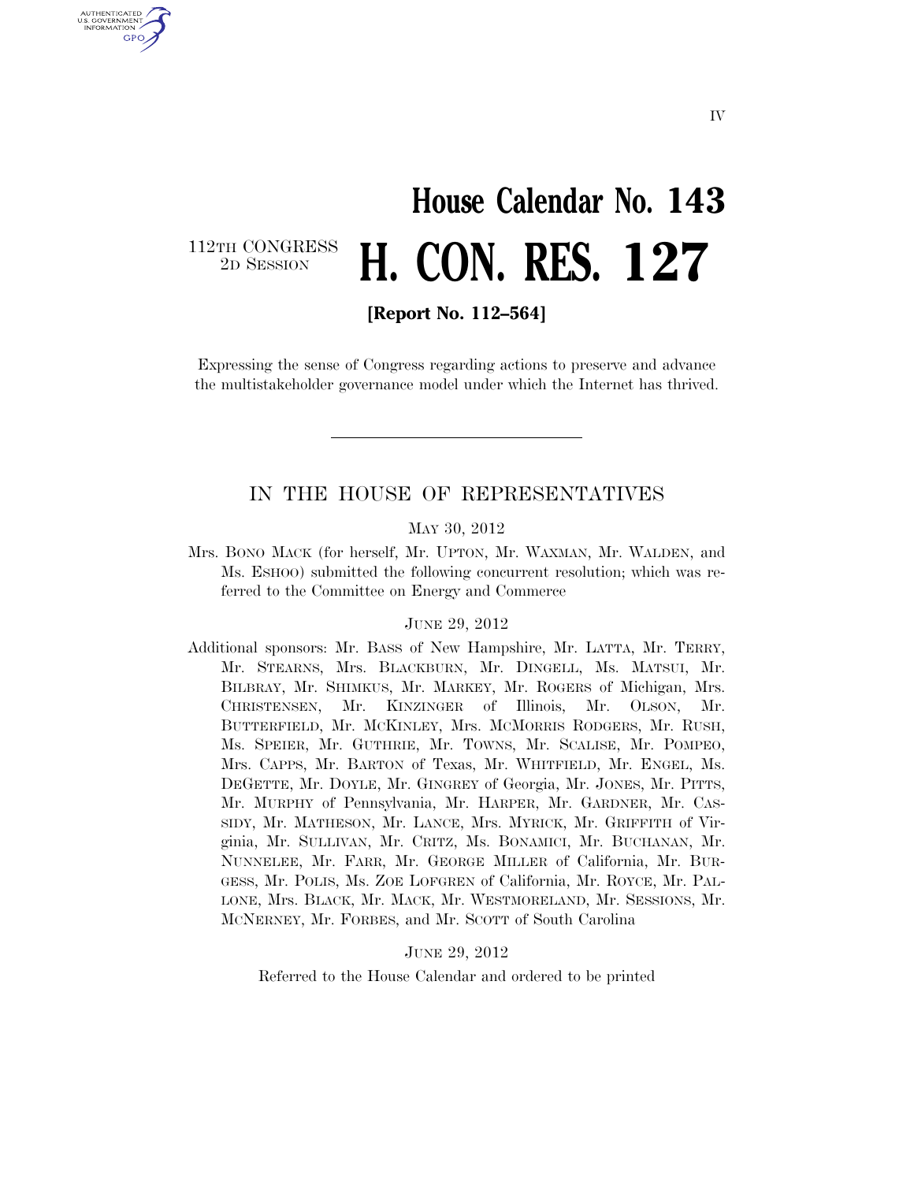IV

# House Calendar No. 143

112TH CONGRESS
2D SESSION

# H. CON. RES. 127

**[Report No. 112–564]**

Expressing the sense of Congress regarding actions to preserve and advance the multistakeholder governance model under which the Internet has thrived.

---

## IN THE HOUSE OF REPRESENTATIVES

MAY 30, 2012

Mrs. BONO MACK (for herself, Mr. UPTON, Mr. WAXMAN, Mr. WALDEN, and Ms. ESHOO) submitted the following concurrent resolution; which was referred to the Committee on Energy and Commerce

JUNE 29, 2012

Additional sponsors: Mr. BASS of New Hampshire, Mr. LATTA, Mr. TERRY, Mr. STEARNS, Mrs. BLACKBURN, Mr. DINGELL, Ms. MATSUI, Mr. BILBRAY, Mr. SHIMKUS, Mr. MARKEY, Mr. ROGERS of Michigan, Mrs. CHRISTENSEN, Mr. KINZINGER of Illinois, Mr. OLSON, Mr. BUTTERFIELD, Mr. MCKINLEY, Mrs. MCMORRIS RODGERS, Mr. RUSH, Ms. SPEIER, Mr. GUTHRIE, Mr. TOWNS, Mr. SCALISE, Mr. POMPEO, Mrs. CAPPS, Mr. BARTON of Texas, Mr. WHITFIELD, Mr. ENGEL, Ms. DEGETTE, Mr. DOYLE, Mr. GINGREY of Georgia, Mr. JONES, Mr. PITTS, Mr. MURPHY of Pennsylvania, Mr. HARPER, Mr. GARDNER, Mr. CASSIDY, Mr. MATHESON, Mr. LANCE, Mrs. MYRICK, Mr. GRIFFITH of Virginia, Mr. SULLIVAN, Mr. CRITZ, Ms. BONAMICI, Mr. BUCHANAN, Mr. NUNNELEE, Mr. FARR, Mr. GEORGE MILLER of California, Mr. BURGESS, Mr. POLIS, Ms. ZOE LOFGREN of California, Mr. ROYCE, Mr. PALLONE, Mrs. BLACK, Mr. MACK, Mr. WESTMORELAND, Mr. SESSIONS, Mr. MCNERNEY, Mr. FORBES, and Mr. SCOTT of South Carolina

JUNE 29, 2012

Referred to the House Calendar and ordered to be printed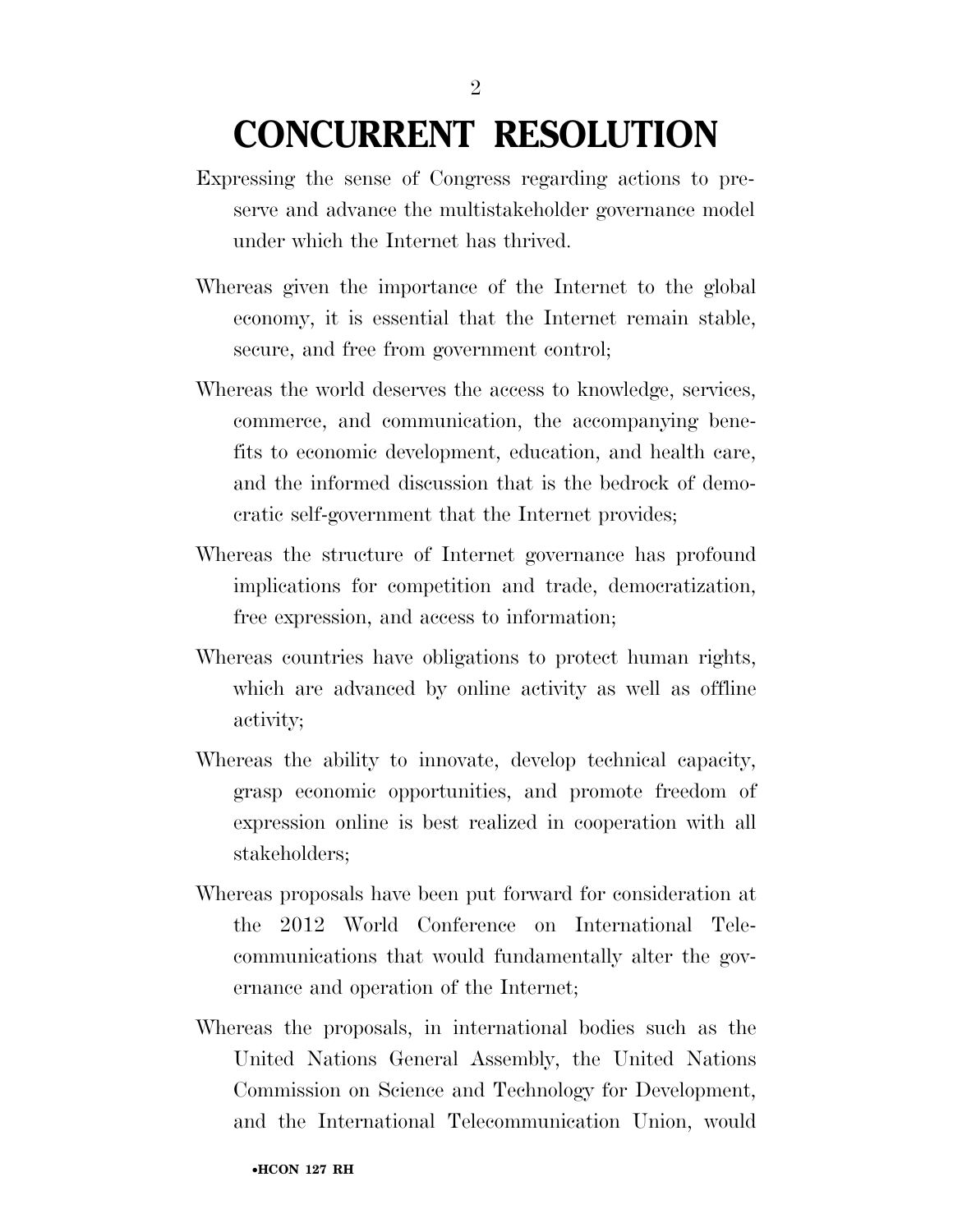# CONCURRENT RESOLUTION

Expressing the sense of Congress regarding actions to preserve and advance the multistakeholder governance model under which the Internet has thrived.

Whereas given the importance of the Internet to the global economy, it is essential that the Internet remain stable, secure, and free from government control;

Whereas the world deserves the access to knowledge, services, commerce, and communication, the accompanying benefits to economic development, education, and health care, and the informed discussion that is the bedrock of democratic self-government that the Internet provides;

Whereas the structure of Internet governance has profound implications for competition and trade, democratization, free expression, and access to information;

Whereas countries have obligations to protect human rights, which are advanced by online activity as well as offline activity;

Whereas the ability to innovate, develop technical capacity, grasp economic opportunities, and promote freedom of expression online is best realized in cooperation with all stakeholders;

Whereas proposals have been put forward for consideration at the 2012 World Conference on International Telecommunications that would fundamentally alter the governance and operation of the Internet;

Whereas the proposals, in international bodies such as the United Nations General Assembly, the United Nations Commission on Science and Technology for Development, and the International Telecommunication Union, would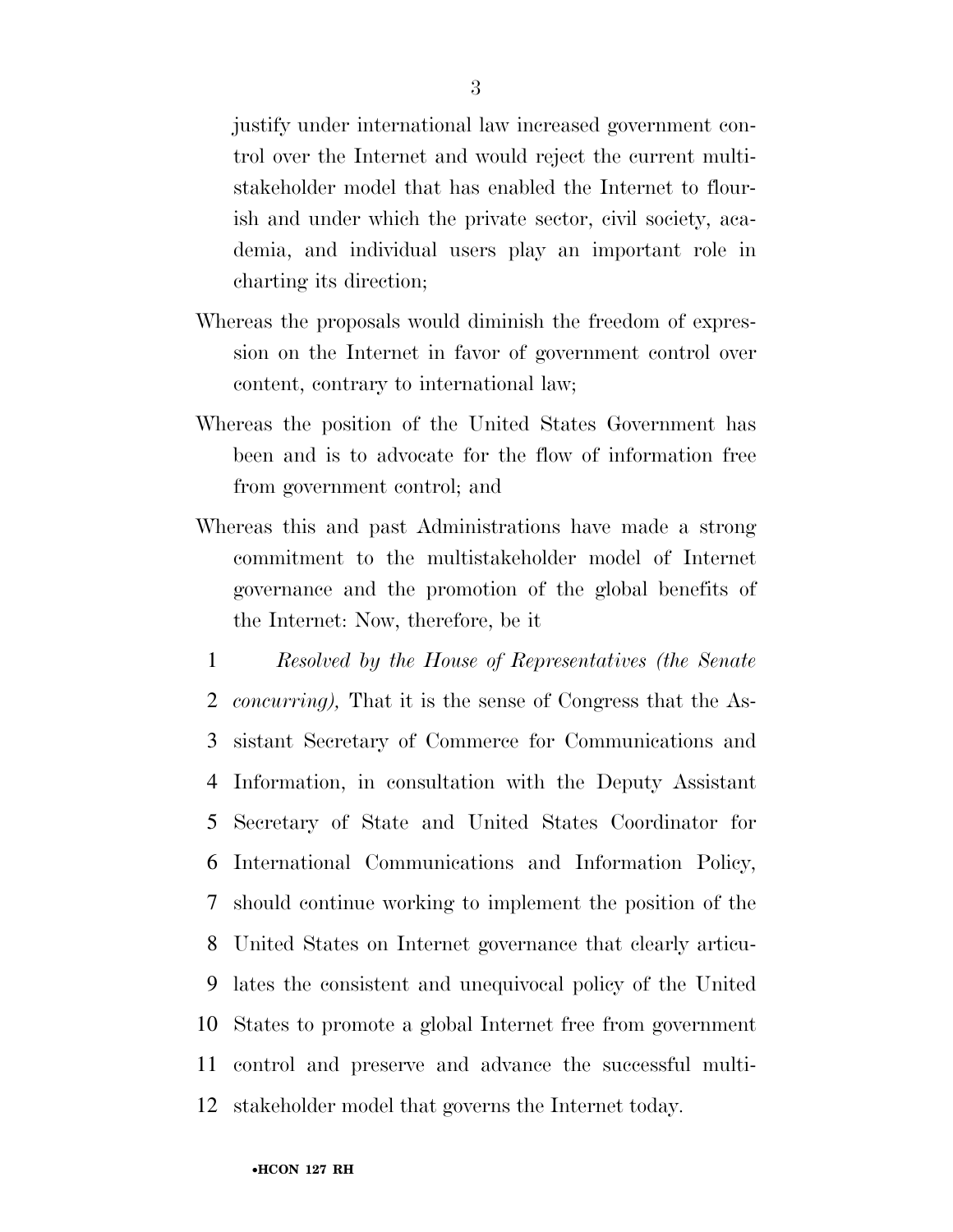justify under international law increased government control over the Internet and would reject the current multistakeholder model that has enabled the Internet to flourish and under which the private sector, civil society, academia, and individual users play an important role in charting its direction;

Whereas the proposals would diminish the freedom of expression on the Internet in favor of government control over content, contrary to international law;

Whereas the position of the United States Government has been and is to advocate for the flow of information free from government control; and

Whereas this and past Administrations have made a strong commitment to the multistakeholder model of Internet governance and the promotion of the global benefits of the Internet: Now, therefore, be it

*Resolved by the House of Representatives (the Senate concurring),* That it is the sense of Congress that the Assistant Secretary of Commerce for Communications and Information, in consultation with the Deputy Assistant Secretary of State and United States Coordinator for International Communications and Information Policy, should continue working to implement the position of the United States on Internet governance that clearly articulates the consistent and unequivocal policy of the United States to promote a global Internet free from government control and preserve and advance the successful multistakeholder model that governs the Internet today.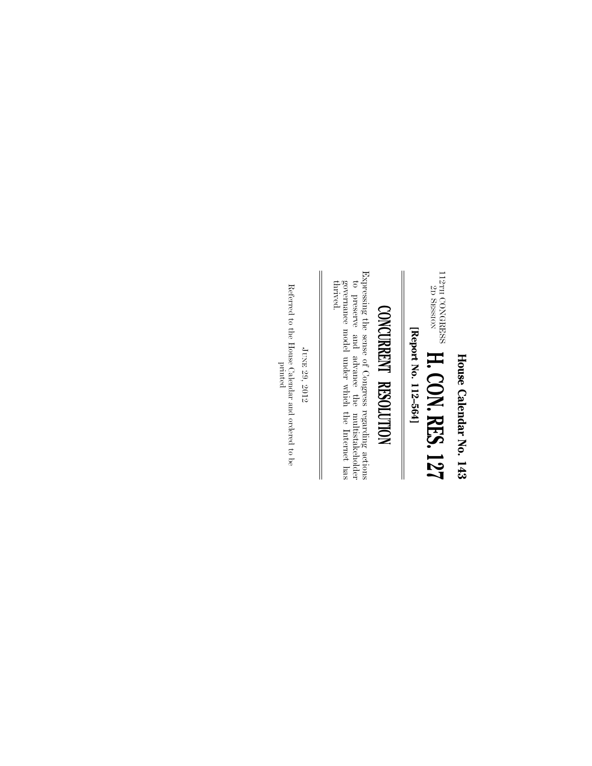House Calendar No. 143

112TH CONGRESS
2D SESSION

# H. CON. RES. 127

**[Report No. 112–564]**

---

## CONCURRENT RESOLUTION

Expressing the sense of Congress regarding actions to preserve and advance the multistakeholder governance model under which the Internet has thrived.

---

JUNE 29, 2012

Referred to the House Calendar and ordered to be printed